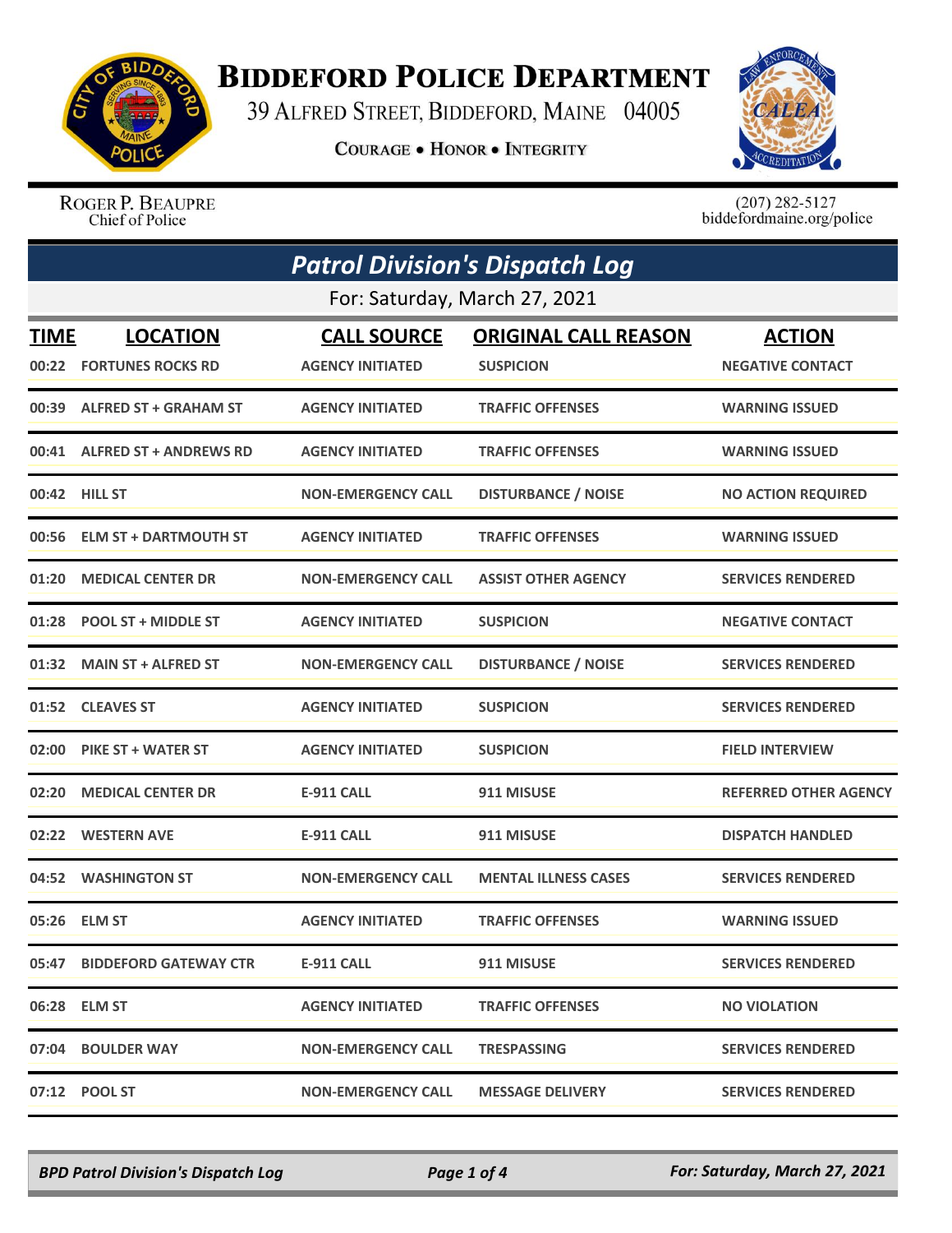# Biddeford Police Department

39 Alfred Street, Biddeford, Maine 04005

**Courage • Honor • Integrity**

Roger P. Beaupre
Chief of Police

(207) 282-5127
biddefordmaine.org/police

## *Patrol Division's Dispatch Log*

For: Saturday, March 27, 2021

| TIME | LOCATION | CALL SOURCE | ORIGINAL CALL REASON | ACTION |
|---|---|---|---|---|
| 00:22 | FORTUNES ROCKS RD | AGENCY INITIATED | SUSPICION | NEGATIVE CONTACT |
| 00:39 | ALFRED ST + GRAHAM ST | AGENCY INITIATED | TRAFFIC OFFENSES | WARNING ISSUED |
| 00:41 | ALFRED ST + ANDREWS RD | AGENCY INITIATED | TRAFFIC OFFENSES | WARNING ISSUED |
| 00:42 | HILL ST | NON-EMERGENCY CALL | DISTURBANCE / NOISE | NO ACTION REQUIRED |
| 00:56 | ELM ST + DARTMOUTH ST | AGENCY INITIATED | TRAFFIC OFFENSES | WARNING ISSUED |
| 01:20 | MEDICAL CENTER DR | NON-EMERGENCY CALL | ASSIST OTHER AGENCY | SERVICES RENDERED |
| 01:28 | POOL ST + MIDDLE ST | AGENCY INITIATED | SUSPICION | NEGATIVE CONTACT |
| 01:32 | MAIN ST + ALFRED ST | NON-EMERGENCY CALL | DISTURBANCE / NOISE | SERVICES RENDERED |
| 01:52 | CLEAVES ST | AGENCY INITIATED | SUSPICION | SERVICES RENDERED |
| 02:00 | PIKE ST + WATER ST | AGENCY INITIATED | SUSPICION | FIELD INTERVIEW |
| 02:20 | MEDICAL CENTER DR | E-911 CALL | 911 MISUSE | REFERRED OTHER AGENCY |
| 02:22 | WESTERN AVE | E-911 CALL | 911 MISUSE | DISPATCH HANDLED |
| 04:52 | WASHINGTON ST | NON-EMERGENCY CALL | MENTAL ILLNESS CASES | SERVICES RENDERED |
| 05:26 | ELM ST | AGENCY INITIATED | TRAFFIC OFFENSES | WARNING ISSUED |
| 05:47 | BIDDEFORD GATEWAY CTR | E-911 CALL | 911 MISUSE | SERVICES RENDERED |
| 06:28 | ELM ST | AGENCY INITIATED | TRAFFIC OFFENSES | NO VIOLATION |
| 07:04 | BOULDER WAY | NON-EMERGENCY CALL | TRESPASSING | SERVICES RENDERED |
| 07:12 | POOL ST | NON-EMERGENCY CALL | MESSAGE DELIVERY | SERVICES RENDERED |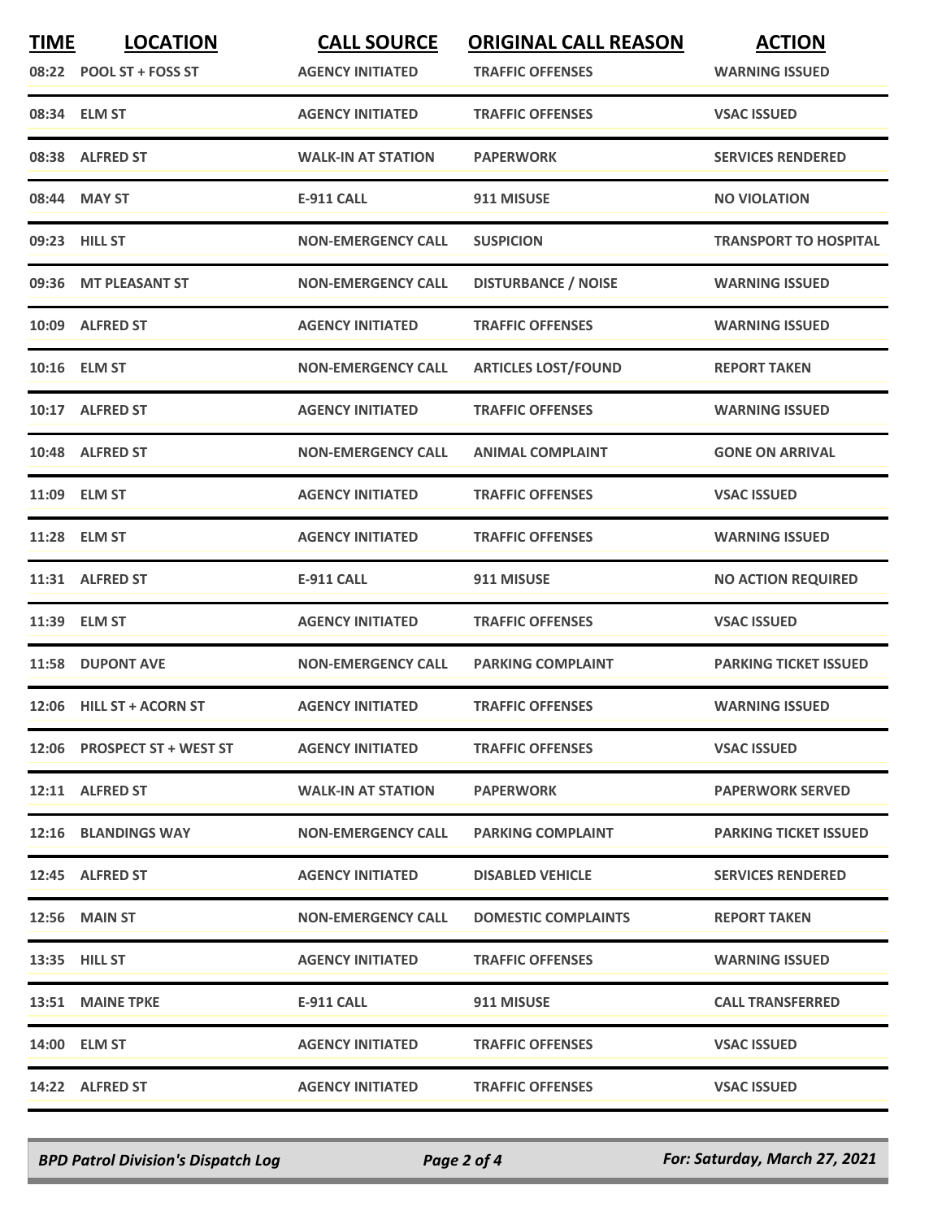| TIME | LOCATION | CALL SOURCE | ORIGINAL CALL REASON | ACTION |
| --- | --- | --- | --- | --- |
| 08:22 | POOL ST + FOSS ST | AGENCY INITIATED | TRAFFIC OFFENSES | WARNING ISSUED |
| 08:34 | ELM ST | AGENCY INITIATED | TRAFFIC OFFENSES | VSAC ISSUED |
| 08:38 | ALFRED ST | WALK-IN AT STATION | PAPERWORK | SERVICES RENDERED |
| 08:44 | MAY ST | E-911 CALL | 911 MISUSE | NO VIOLATION |
| 09:23 | HILL ST | NON-EMERGENCY CALL | SUSPICION | TRANSPORT TO HOSPITAL |
| 09:36 | MT PLEASANT ST | NON-EMERGENCY CALL | DISTURBANCE / NOISE | WARNING ISSUED |
| 10:09 | ALFRED ST | AGENCY INITIATED | TRAFFIC OFFENSES | WARNING ISSUED |
| 10:16 | ELM ST | NON-EMERGENCY CALL | ARTICLES LOST/FOUND | REPORT TAKEN |
| 10:17 | ALFRED ST | AGENCY INITIATED | TRAFFIC OFFENSES | WARNING ISSUED |
| 10:48 | ALFRED ST | NON-EMERGENCY CALL | ANIMAL COMPLAINT | GONE ON ARRIVAL |
| 11:09 | ELM ST | AGENCY INITIATED | TRAFFIC OFFENSES | VSAC ISSUED |
| 11:28 | ELM ST | AGENCY INITIATED | TRAFFIC OFFENSES | WARNING ISSUED |
| 11:31 | ALFRED ST | E-911 CALL | 911 MISUSE | NO ACTION REQUIRED |
| 11:39 | ELM ST | AGENCY INITIATED | TRAFFIC OFFENSES | VSAC ISSUED |
| 11:58 | DUPONT AVE | NON-EMERGENCY CALL | PARKING COMPLAINT | PARKING TICKET ISSUED |
| 12:06 | HILL ST + ACORN ST | AGENCY INITIATED | TRAFFIC OFFENSES | WARNING ISSUED |
| 12:06 | PROSPECT ST + WEST ST | AGENCY INITIATED | TRAFFIC OFFENSES | VSAC ISSUED |
| 12:11 | ALFRED ST | WALK-IN AT STATION | PAPERWORK | PAPERWORK SERVED |
| 12:16 | BLANDINGS WAY | NON-EMERGENCY CALL | PARKING COMPLAINT | PARKING TICKET ISSUED |
| 12:45 | ALFRED ST | AGENCY INITIATED | DISABLED VEHICLE | SERVICES RENDERED |
| 12:56 | MAIN ST | NON-EMERGENCY CALL | DOMESTIC COMPLAINTS | REPORT TAKEN |
| 13:35 | HILL ST | AGENCY INITIATED | TRAFFIC OFFENSES | WARNING ISSUED |
| 13:51 | MAINE TPKE | E-911 CALL | 911 MISUSE | CALL TRANSFERRED |
| 14:00 | ELM ST | AGENCY INITIATED | TRAFFIC OFFENSES | VSAC ISSUED |
| 14:22 | ALFRED ST | AGENCY INITIATED | TRAFFIC OFFENSES | VSAC ISSUED |

*BPD Patrol Division's Dispatch Log* — *For: Saturday, March 27, 2021*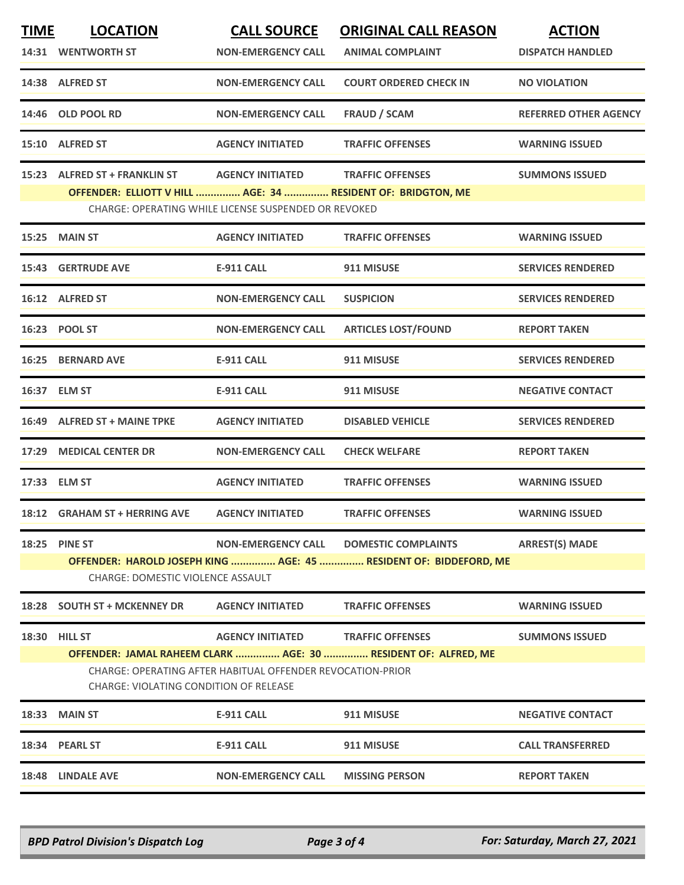| TIME | LOCATION | CALL SOURCE | ORIGINAL CALL REASON | ACTION |
|---|---|---|---|---|
| 14:31 | WENTWORTH ST | NON-EMERGENCY CALL | ANIMAL COMPLAINT | DISPATCH HANDLED |
| 14:38 | ALFRED ST | NON-EMERGENCY CALL | COURT ORDERED CHECK IN | NO VIOLATION |
| 14:46 | OLD POOL RD | NON-EMERGENCY CALL | FRAUD / SCAM | REFERRED OTHER AGENCY |
| 15:10 | ALFRED ST | AGENCY INITIATED | TRAFFIC OFFENSES | WARNING ISSUED |
| 15:23 | ALFRED ST + FRANKLIN ST | AGENCY INITIATED | TRAFFIC OFFENSES | SUMMONS ISSUED |
| | OFFENDER: ELLIOTT V HILL ............... AGE: 34 ............... RESIDENT OF: BRIDGTON, ME | | | |
| | CHARGE: OPERATING WHILE LICENSE SUSPENDED OR REVOKED | | | |
| 15:25 | MAIN ST | AGENCY INITIATED | TRAFFIC OFFENSES | WARNING ISSUED |
| 15:43 | GERTRUDE AVE | E-911 CALL | 911 MISUSE | SERVICES RENDERED |
| 16:12 | ALFRED ST | NON-EMERGENCY CALL | SUSPICION | SERVICES RENDERED |
| 16:23 | POOL ST | NON-EMERGENCY CALL | ARTICLES LOST/FOUND | REPORT TAKEN |
| 16:25 | BERNARD AVE | E-911 CALL | 911 MISUSE | SERVICES RENDERED |
| 16:37 | ELM ST | E-911 CALL | 911 MISUSE | NEGATIVE CONTACT |
| 16:49 | ALFRED ST + MAINE TPKE | AGENCY INITIATED | DISABLED VEHICLE | SERVICES RENDERED |
| 17:29 | MEDICAL CENTER DR | NON-EMERGENCY CALL | CHECK WELFARE | REPORT TAKEN |
| 17:33 | ELM ST | AGENCY INITIATED | TRAFFIC OFFENSES | WARNING ISSUED |
| 18:12 | GRAHAM ST + HERRING AVE | AGENCY INITIATED | TRAFFIC OFFENSES | WARNING ISSUED |
| 18:25 | PINE ST | NON-EMERGENCY CALL | DOMESTIC COMPLAINTS | ARREST(S) MADE |
| | OFFENDER: HAROLD JOSEPH KING ............... AGE: 45 ............... RESIDENT OF: BIDDEFORD, ME | | | |
| | CHARGE: DOMESTIC VIOLENCE ASSAULT | | | |
| 18:28 | SOUTH ST + MCKENNEY DR | AGENCY INITIATED | TRAFFIC OFFENSES | WARNING ISSUED |
| 18:30 | HILL ST | AGENCY INITIATED | TRAFFIC OFFENSES | SUMMONS ISSUED |
| | OFFENDER: JAMAL RAHEEM CLARK ............... AGE: 30 ............... RESIDENT OF: ALFRED, ME | | | |
| | CHARGE: OPERATING AFTER HABITUAL OFFENDER REVOCATION-PRIOR | | | |
| | CHARGE: VIOLATING CONDITION OF RELEASE | | | |
| 18:33 | MAIN ST | E-911 CALL | 911 MISUSE | NEGATIVE CONTACT |
| 18:34 | PEARL ST | E-911 CALL | 911 MISUSE | CALL TRANSFERRED |
| 18:48 | LINDALE AVE | NON-EMERGENCY CALL | MISSING PERSON | REPORT TAKEN |

*BPD Patrol Division's Dispatch Log* — *For: Saturday, March 27, 2021*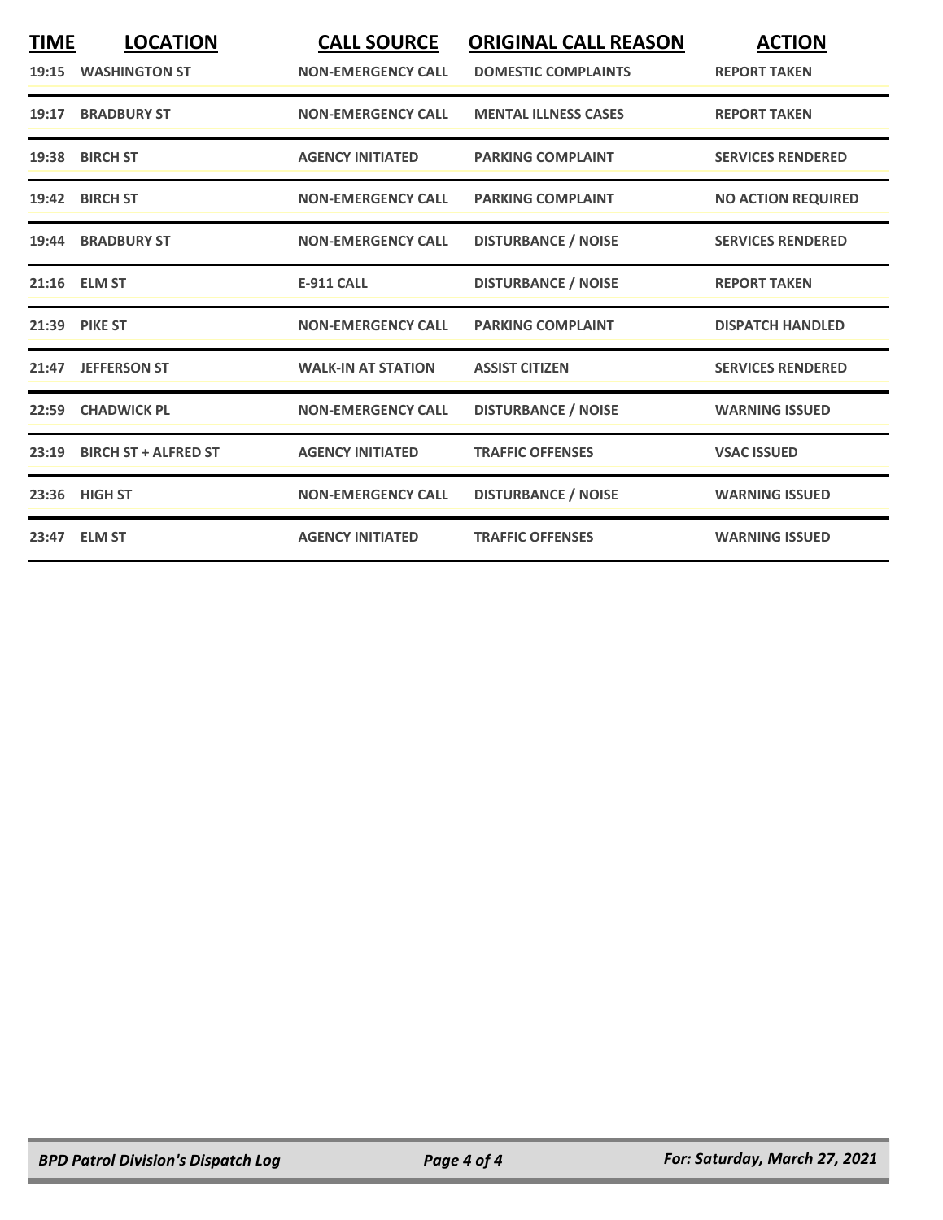| TIME | LOCATION | CALL SOURCE | ORIGINAL CALL REASON | ACTION |
|---|---|---|---|---|
| 19:15 | WASHINGTON ST | NON-EMERGENCY CALL | DOMESTIC COMPLAINTS | REPORT TAKEN |
| 19:17 | BRADBURY ST | NON-EMERGENCY CALL | MENTAL ILLNESS CASES | REPORT TAKEN |
| 19:38 | BIRCH ST | AGENCY INITIATED | PARKING COMPLAINT | SERVICES RENDERED |
| 19:42 | BIRCH ST | NON-EMERGENCY CALL | PARKING COMPLAINT | NO ACTION REQUIRED |
| 19:44 | BRADBURY ST | NON-EMERGENCY CALL | DISTURBANCE / NOISE | SERVICES RENDERED |
| 21:16 | ELM ST | E-911 CALL | DISTURBANCE / NOISE | REPORT TAKEN |
| 21:39 | PIKE ST | NON-EMERGENCY CALL | PARKING COMPLAINT | DISPATCH HANDLED |
| 21:47 | JEFFERSON ST | WALK-IN AT STATION | ASSIST CITIZEN | SERVICES RENDERED |
| 22:59 | CHADWICK PL | NON-EMERGENCY CALL | DISTURBANCE / NOISE | WARNING ISSUED |
| 23:19 | BIRCH ST + ALFRED ST | AGENCY INITIATED | TRAFFIC OFFENSES | VSAC ISSUED |
| 23:36 | HIGH ST | NON-EMERGENCY CALL | DISTURBANCE / NOISE | WARNING ISSUED |
| 23:47 | ELM ST | AGENCY INITIATED | TRAFFIC OFFENSES | WARNING ISSUED |